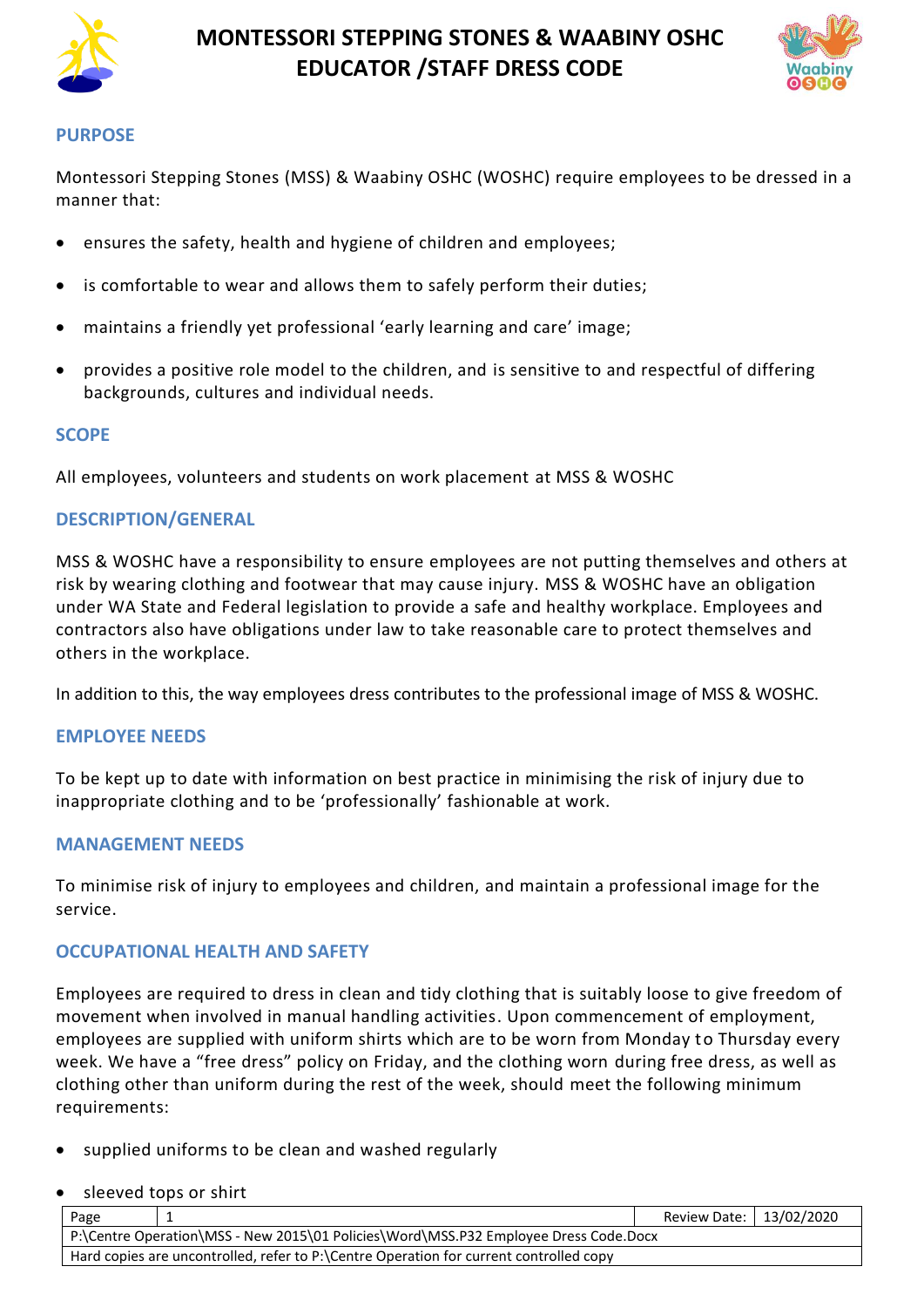# MONTESSORI STEPPING STONES & WAABINY OSHC EDUCATOR /STAFF DRESS CODE

## PURPOSE

Montessori Stepping Stones (MSS) & Waabiny OSHC (WOSHC) require employees to be dressed in a manner that:

- ensures the safety, health and hygiene of children and employees;
- is comfortable to wear and allows them to safely perform their duties;
- maintains a friendly yet professional 'early learning and care' image;
- provides a positive role model to the children, and is sensitive to and respectful of differing backgrounds, cultures and individual needs.

## SCOPE

All employees, volunteers and students on work placement at MSS & WOSHC

## DESCRIPTION/GENERAL

MSS & WOSHC have a responsibility to ensure employees are not putting themselves and others at risk by wearing clothing and footwear that may cause injury. MSS & WOSHC have an obligation under WA State and Federal legislation to provide a safe and healthy workplace. Employees and contractors also have obligations under law to take reasonable care to protect themselves and others in the workplace.

In addition to this, the way employees dress contributes to the professional image of MSS & WOSHC.

## EMPLOYEE NEEDS

To be kept up to date with information on best practice in minimising the risk of injury due to inappropriate clothing and to be 'professionally' fashionable at work.

## MANAGEMENT NEEDS

To minimise risk of injury to employees and children, and maintain a professional image for the service.

## OCCUPATIONAL HEALTH AND SAFETY

Employees are required to dress in clean and tidy clothing that is suitably loose to give freedom of movement when involved in manual handling activities. Upon commencement of employment, employees are supplied with uniform shirts which are to be worn from Monday to Thursday every week. We have a "free dress" policy on Friday, and the clothing worn during free dress, as well as clothing other than uniform during the rest of the week, should meet the following minimum requirements:

- supplied uniforms to be clean and washed regularly
- sleeved tops or shirt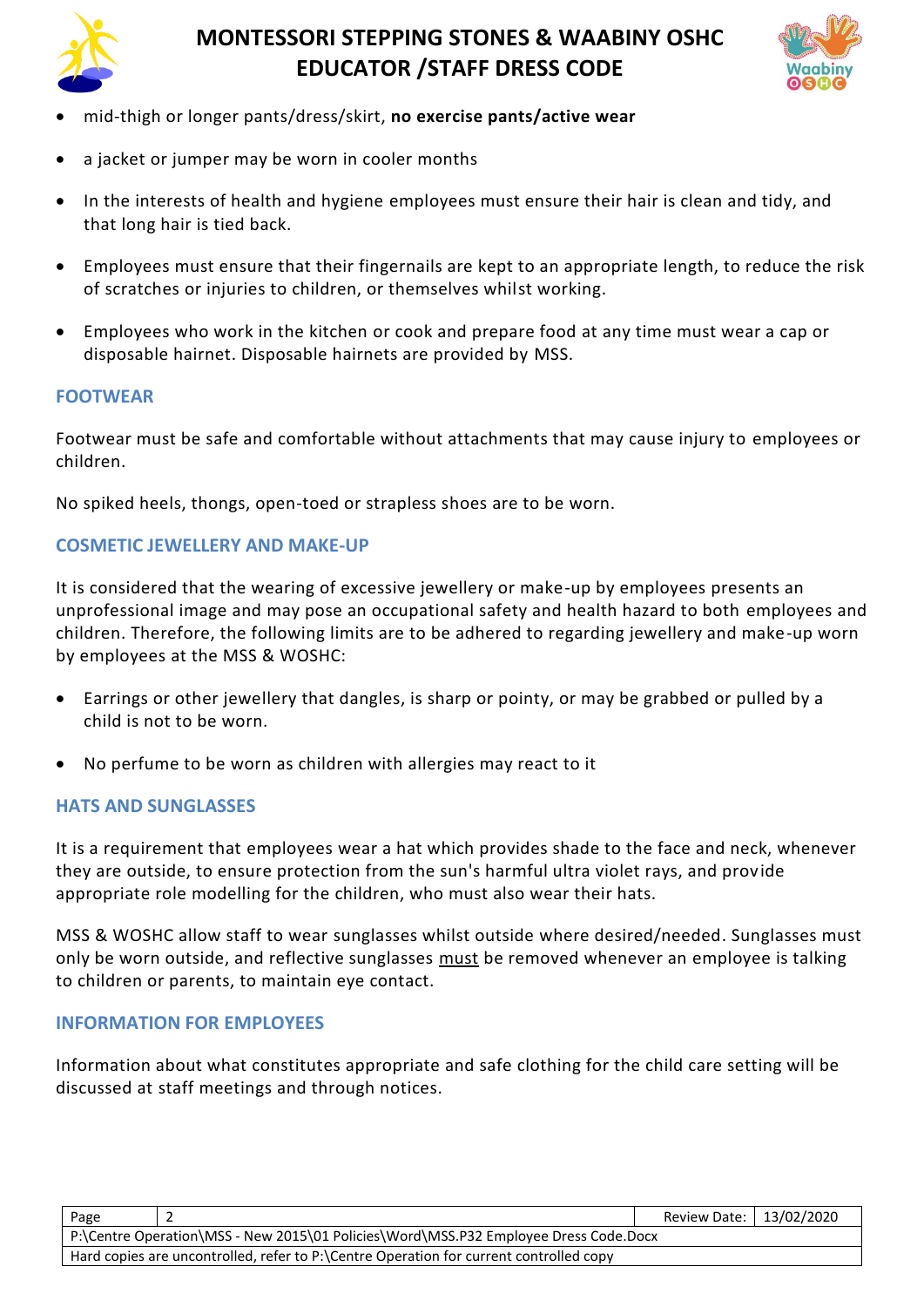- mid-thigh or longer pants/dress/skirt, **no exercise pants/active wear**
- a jacket or jumper may be worn in cooler months
- In the interests of health and hygiene employees must ensure their hair is clean and tidy, and that long hair is tied back.
- Employees must ensure that their fingernails are kept to an appropriate length, to reduce the risk of scratches or injuries to children, or themselves whilst working.
- Employees who work in the kitchen or cook and prepare food at any time must wear a cap or disposable hairnet. Disposable hairnets are provided by MSS.

## FOOTWEAR

Footwear must be safe and comfortable without attachments that may cause injury to employees or children.

No spiked heels, thongs, open-toed or strapless shoes are to be worn.

## COSMETIC JEWELLERY AND MAKE-UP

It is considered that the wearing of excessive jewellery or make-up by employees presents an unprofessional image and may pose an occupational safety and health hazard to both employees and children. Therefore, the following limits are to be adhered to regarding jewellery and make-up worn by employees at the MSS & WOSHC:

- Earrings or other jewellery that dangles, is sharp or pointy, or may be grabbed or pulled by a child is not to be worn.
- No perfume to be worn as children with allergies may react to it

## HATS AND SUNGLASSES

It is a requirement that employees wear a hat which provides shade to the face and neck, whenever they are outside, to ensure protection from the sun's harmful ultra violet rays, and provide appropriate role modelling for the children, who must also wear their hats.

MSS & WOSHC allow staff to wear sunglasses whilst outside where desired/needed. Sunglasses must only be worn outside, and reflective sunglasses <u>must</u> be removed whenever an employee is talking to children or parents, to maintain eye contact.

## INFORMATION FOR EMPLOYEES

Information about what constitutes appropriate and safe clothing for the child care setting will be discussed at staff meetings and through notices.